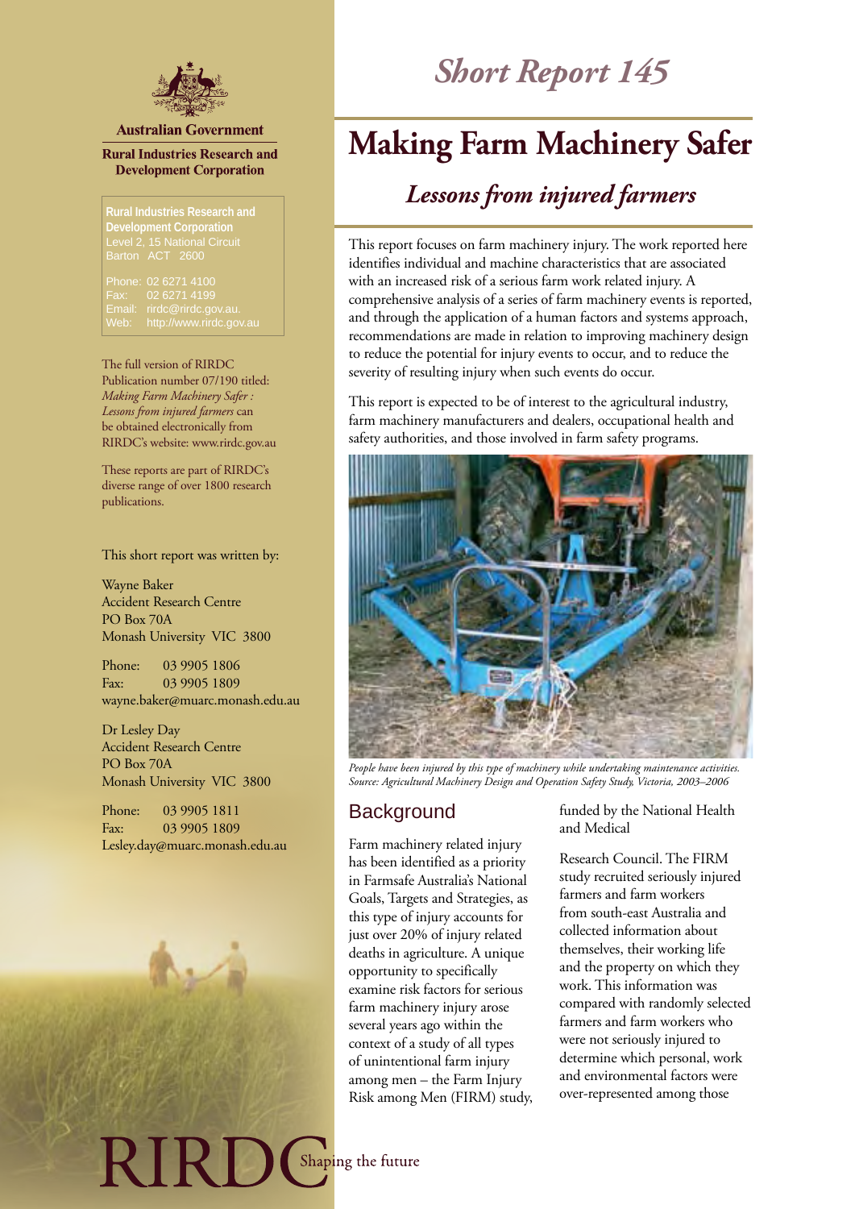Australian Government

Rural Industries Research and Development Corporation

**Rural Industries Research and Development Corporation**
Level 2, 15 National Circuit
Barton ACT 2600

Phone: 02 6271 4100
Fax: 02 6271 4199
Email: rirdc@rirdc.gov.au.
Web: http://www.rirdc.gov.au

The full version of RIRDC Publication number 07/190 titled: *Making Farm Machinery Safer : Lessons from injured farmers* can be obtained electronically from RIRDC's website: www.rirdc.gov.au

These reports are part of RIRDC's diverse range of over 1800 research publications.

This short report was written by:

Wayne Baker
Accident Research Centre
PO Box 70A
Monash University VIC 3800

Phone: 03 9905 1806
Fax: 03 9905 1809
wayne.baker@muarc.monash.edu.au

Dr Lesley Day
Accident Research Centre
PO Box 70A
Monash University VIC 3800

Phone: 03 9905 1811
Fax: 03 9905 1809
Lesley.day@muarc.monash.edu.au

RIRDC Shaping the future

*Short Report 145*

# Making Farm Machinery Safer

## *Lessons from injured farmers*

This report focuses on farm machinery injury. The work reported here identifies individual and machine characteristics that are associated with an increased risk of a serious farm work related injury. A comprehensive analysis of a series of farm machinery events is reported, and through the application of a human factors and systems approach, recommendations are made in relation to improving machinery design to reduce the potential for injury events to occur, and to reduce the severity of resulting injury when such events do occur.

This report is expected to be of interest to the agricultural industry, farm machinery manufacturers and dealers, occupational health and safety authorities, and those involved in farm safety programs.

*People have been injured by this type of machinery while undertaking maintenance activities. Source: Agricultural Machinery Design and Operation Safety Study, Victoria, 2003–2006*

## Background

Farm machinery related injury has been identified as a priority in Farmsafe Australia's National Goals, Targets and Strategies, as this type of injury accounts for just over 20% of injury related deaths in agriculture. A unique opportunity to specifically examine risk factors for serious farm machinery injury arose several years ago within the context of a study of all types of unintentional farm injury among men – the Farm Injury Risk among Men (FIRM) study, funded by the National Health and Medical

Research Council. The FIRM study recruited seriously injured farmers and farm workers from south-east Australia and collected information about themselves, their working life and the property on which they work. This information was compared with randomly selected farmers and farm workers who were not seriously injured to determine which personal, work and environmental factors were over-represented among those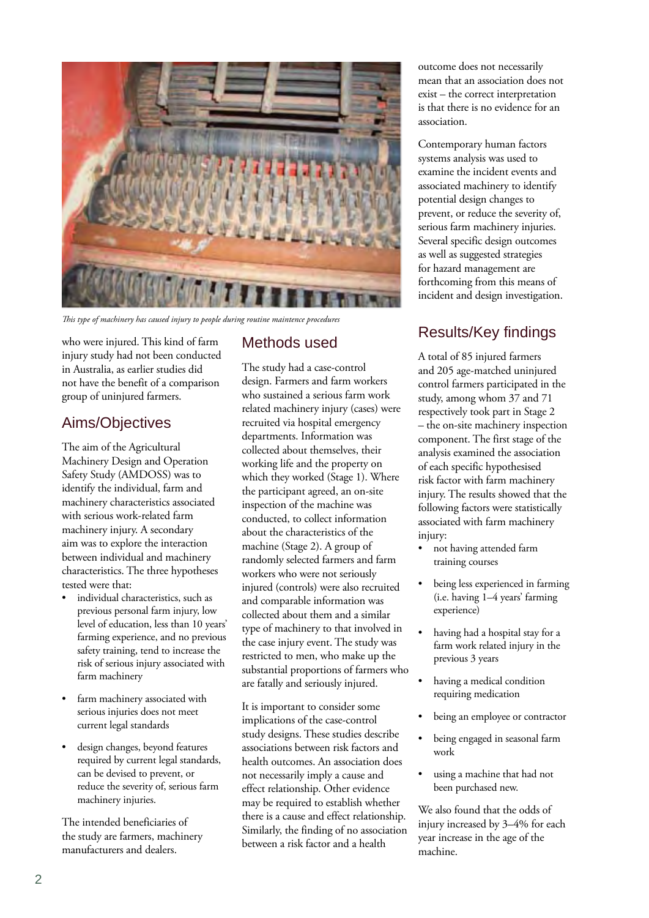*This type of machinery has caused injury to people during routine maintence procedures*

who were injured. This kind of farm injury study had not been conducted in Australia, as earlier studies did not have the benefit of a comparison group of uninjured farmers.

## Aims/Objectives

The aim of the Agricultural Machinery Design and Operation Safety Study (AMDOSS) was to identify the individual, farm and machinery characteristics associated with serious work-related farm machinery injury. A secondary aim was to explore the interaction between individual and machinery characteristics. The three hypotheses tested were that:

- individual characteristics, such as previous personal farm injury, low level of education, less than 10 years' farming experience, and no previous safety training, tend to increase the risk of serious injury associated with farm machinery
- farm machinery associated with serious injuries does not meet current legal standards
- design changes, beyond features required by current legal standards, can be devised to prevent, or reduce the severity of, serious farm machinery injuries.

The intended beneficiaries of the study are farmers, machinery manufacturers and dealers.

## Methods used

The study had a case-control design. Farmers and farm workers who sustained a serious farm work related machinery injury (cases) were recruited via hospital emergency departments. Information was collected about themselves, their working life and the property on which they worked (Stage 1). Where the participant agreed, an on-site inspection of the machine was conducted, to collect information about the characteristics of the machine (Stage 2). A group of randomly selected farmers and farm workers who were not seriously injured (controls) were also recruited and comparable information was collected about them and a similar type of machinery to that involved in the case injury event. The study was restricted to men, who make up the substantial proportions of farmers who are fatally and seriously injured.

It is important to consider some implications of the case-control study designs. These studies describe associations between risk factors and health outcomes. An association does not necessarily imply a cause and effect relationship. Other evidence may be required to establish whether there is a cause and effect relationship. Similarly, the finding of no association between a risk factor and a health outcome does not necessarily mean that an association does not exist – the correct interpretation is that there is no evidence for an association.

Contemporary human factors systems analysis was used to examine the incident events and associated machinery to identify potential design changes to prevent, or reduce the severity of, serious farm machinery injuries. Several specific design outcomes as well as suggested strategies for hazard management are forthcoming from this means of incident and design investigation.

## Results/Key findings

A total of 85 injured farmers and 205 age-matched uninjured control farmers participated in the study, among whom 37 and 71 respectively took part in Stage 2 – the on-site machinery inspection component. The first stage of the analysis examined the association of each specific hypothesised risk factor with farm machinery injury. The results showed that the following factors were statistically associated with farm machinery injury:

- not having attended farm training courses
- being less experienced in farming (i.e. having 1–4 years' farming experience)
- having had a hospital stay for a farm work related injury in the previous 3 years
- having a medical condition requiring medication
- being an employee or contractor
- being engaged in seasonal farm work
- using a machine that had not been purchased new.

We also found that the odds of injury increased by 3–4% for each year increase in the age of the machine.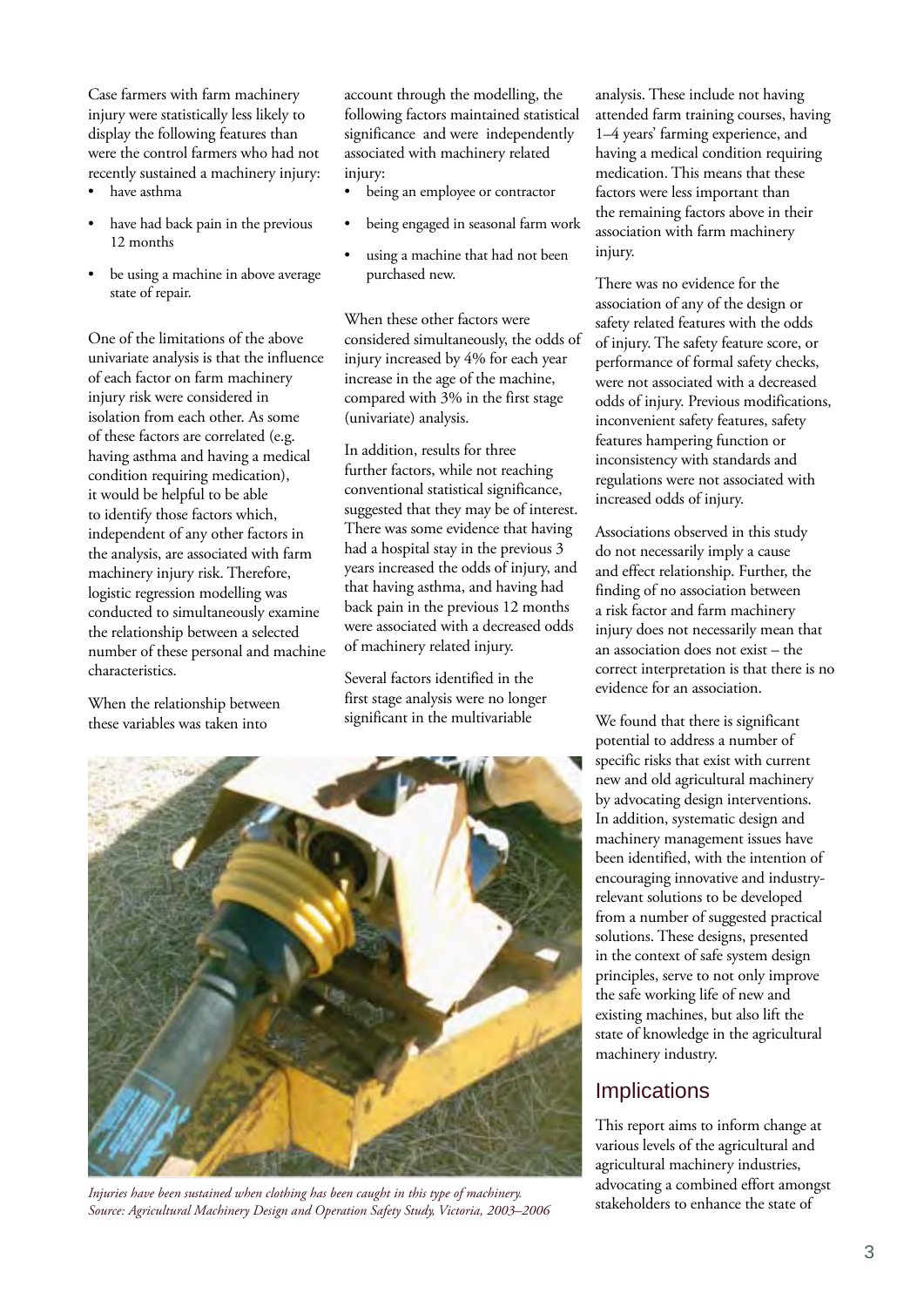Case farmers with farm machinery injury were statistically less likely to display the following features than were the control farmers who had not recently sustained a machinery injury:

- have asthma
- have had back pain in the previous 12 months
- be using a machine in above average state of repair.

One of the limitations of the above univariate analysis is that the influence of each factor on farm machinery injury risk were considered in isolation from each other. As some of these factors are correlated (e.g. having asthma and having a medical condition requiring medication), it would be helpful to be able to identify those factors which, independent of any other factors in the analysis, are associated with farm machinery injury risk. Therefore, logistic regression modelling was conducted to simultaneously examine the relationship between a selected number of these personal and machine characteristics.

When the relationship between these variables was taken into account through the modelling, the following factors maintained statistical significance and were independently associated with machinery related injury:

- being an employee or contractor
- being engaged in seasonal farm work
- using a machine that had not been purchased new.

When these other factors were considered simultaneously, the odds of injury increased by 4% for each year increase in the age of the machine, compared with 3% in the first stage (univariate) analysis.

In addition, results for three further factors, while not reaching conventional statistical significance, suggested that they may be of interest. There was some evidence that having had a hospital stay in the previous 3 years increased the odds of injury, and that having asthma, and having had back pain in the previous 12 months were associated with a decreased odds of machinery related injury.

Several factors identified in the first stage analysis were no longer significant in the multivariable analysis. These include not having attended farm training courses, having 1–4 years' farming experience, and having a medical condition requiring medication. This means that these factors were less important than the remaining factors above in their association with farm machinery injury.

There was no evidence for the association of any of the design or safety related features with the odds of injury. The safety feature score, or performance of formal safety checks, were not associated with a decreased odds of injury. Previous modifications, inconvenient safety features, safety features hampering function or inconsistency with standards and regulations were not associated with increased odds of injury.

Associations observed in this study do not necessarily imply a cause and effect relationship. Further, the finding of no association between a risk factor and farm machinery injury does not necessarily mean that an association does not exist – the correct interpretation is that there is no evidence for an association.

We found that there is significant potential to address a number of specific risks that exist with current new and old agricultural machinery by advocating design interventions. In addition, systematic design and machinery management issues have been identified, with the intention of encouraging innovative and industry-relevant solutions to be developed from a number of suggested practical solutions. These designs, presented in the context of safe system design principles, serve to not only improve the safe working life of new and existing machines, but also lift the state of knowledge in the agricultural machinery industry.

*Injuries have been sustained when clothing has been caught in this type of machinery. Source: Agricultural Machinery Design and Operation Safety Study, Victoria, 2003–2006*

## Implications

This report aims to inform change at various levels of the agricultural and agricultural machinery industries, advocating a combined effort amongst stakeholders to enhance the state of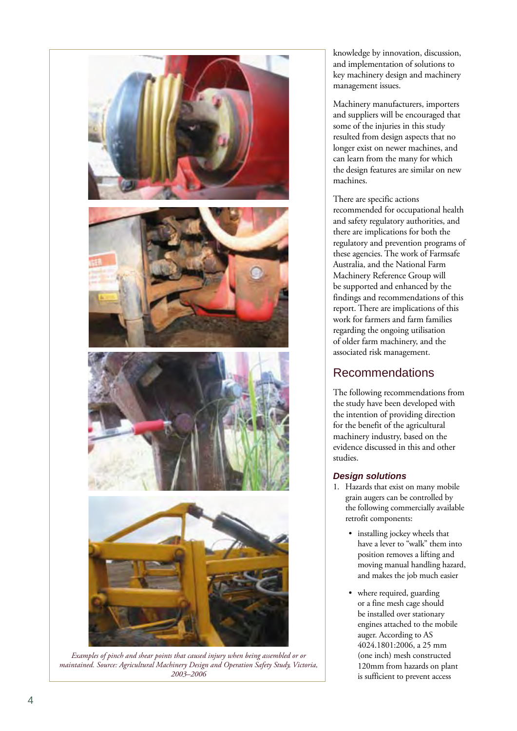*Examples of pinch and shear points that caused injury when being assembled or or maintained. Source: Agricultural Machinery Design and Operation Safety Study, Victoria, 2003–2006*

knowledge by innovation, discussion, and implementation of solutions to key machinery design and machinery management issues.

Machinery manufacturers, importers and suppliers will be encouraged that some of the injuries in this study resulted from design aspects that no longer exist on newer machines, and can learn from the many for which the design features are similar on new machines.

There are specific actions recommended for occupational health and safety regulatory authorities, and there are implications for both the regulatory and prevention programs of these agencies. The work of Farmsafe Australia, and the National Farm Machinery Reference Group will be supported and enhanced by the findings and recommendations of this report. There are implications of this work for farmers and farm families regarding the ongoing utilisation of older farm machinery, and the associated risk management.

## Recommendations

The following recommendations from the study have been developed with the intention of providing direction for the benefit of the agricultural machinery industry, based on the evidence discussed in this and other studies.

### *Design solutions*

1. Hazards that exist on many mobile grain augers can be controlled by the following commercially available retrofit components:
   - installing jockey wheels that have a lever to "walk" them into position removes a lifting and moving manual handling hazard, and makes the job much easier
   - where required, guarding or a fine mesh cage should be installed over stationary engines attached to the mobile auger. According to AS 4024.1801:2006, a 25 mm (one inch) mesh constructed 120mm from hazards on plant is sufficient to prevent access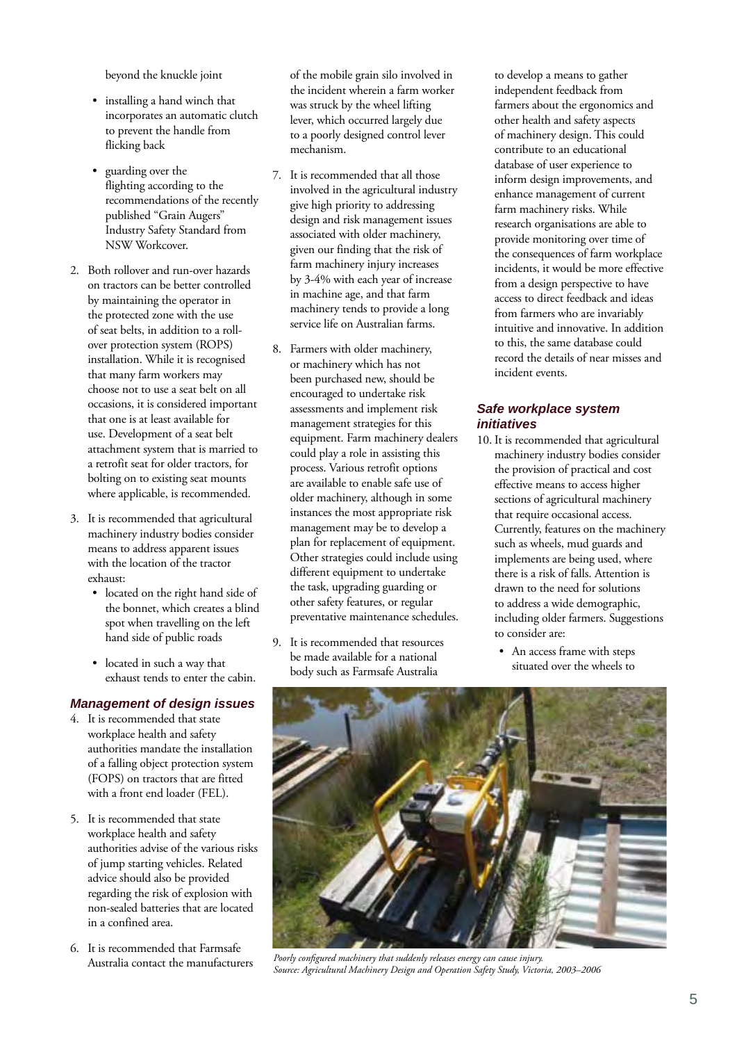beyond the knuckle joint

- installing a hand winch that incorporates an automatic clutch to prevent the handle from flicking back
- guarding over the flighting according to the recommendations of the recently published "Grain Augers" Industry Safety Standard from NSW Workcover.

2. Both rollover and run-over hazards on tractors can be better controlled by maintaining the operator in the protected zone with the use of seat belts, in addition to a roll-over protection system (ROPS) installation. While it is recognised that many farm workers may choose not to use a seat belt on all occasions, it is considered important that one is at least available for use. Development of a seat belt attachment system that is married to a retrofit seat for older tractors, for bolting on to existing seat mounts where applicable, is recommended.

3. It is recommended that agricultural machinery industry bodies consider means to address apparent issues with the location of the tractor exhaust:
   - located on the right hand side of the bonnet, which creates a blind spot when travelling on the left hand side of public roads
   - located in such a way that exhaust tends to enter the cabin.

### Management of design issues

4. It is recommended that state workplace health and safety authorities mandate the installation of a falling object protection system (FOPS) on tractors that are fitted with a front end loader (FEL).

5. It is recommended that state workplace health and safety authorities advise of the various risks of jump starting vehicles. Related advice should also be provided regarding the risk of explosion with non-sealed batteries that are located in a confined area.

6. It is recommended that Farmsafe Australia contact the manufacturers of the mobile grain silo involved in the incident wherein a farm worker was struck by the wheel lifting lever, which occurred largely due to a poorly designed control lever mechanism.

7. It is recommended that all those involved in the agricultural industry give high priority to addressing design and risk management issues associated with older machinery, given our finding that the risk of farm machinery injury increases by 3-4% with each year of increase in machine age, and that farm machinery tends to provide a long service life on Australian farms.

8. Farmers with older machinery, or machinery which has not been purchased new, should be encouraged to undertake risk assessments and implement risk management strategies for this equipment. Farm machinery dealers could play a role in assisting this process. Various retrofit options are available to enable safe use of older machinery, although in some instances the most appropriate risk management may be to develop a plan for replacement of equipment. Other strategies could include using different equipment to undertake the task, upgrading guarding or other safety features, or regular preventative maintenance schedules.

9. It is recommended that resources be made available for a national body such as Farmsafe Australia to develop a means to gather independent feedback from farmers about the ergonomics and other health and safety aspects of machinery design. This could contribute to an educational database of user experience to inform design improvements, and enhance management of current farm machinery risks. While research organisations are able to provide monitoring over time of the consequences of farm workplace incidents, it would be more effective from a design perspective to have access to direct feedback and ideas from farmers who are invariably intuitive and innovative. In addition to this, the same database could record the details of near misses and incident events.

### Safe workplace system initiatives

10. It is recommended that agricultural machinery industry bodies consider the provision of practical and cost effective means to access higher sections of agricultural machinery that require occasional access. Currently, features on the machinery such as wheels, mud guards and implements are being used, where there is a risk of falls. Attention is drawn to the need for solutions to address a wide demographic, including older farmers. Suggestions to consider are:
    - An access frame with steps situated over the wheels to

*Poorly configured machinery that suddenly releases energy can cause injury.*
*Source: Agricultural Machinery Design and Operation Safety Study, Victoria, 2003–2006*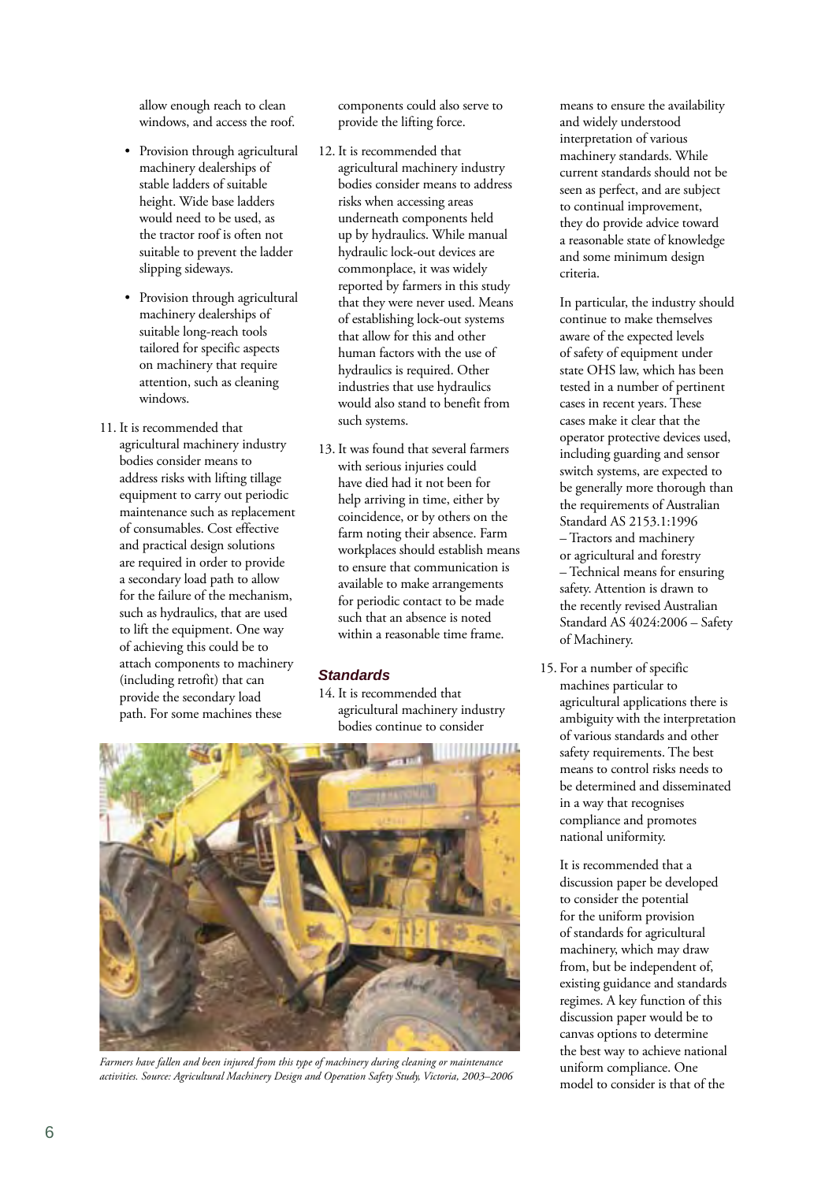allow enough reach to clean windows, and access the roof.

- Provision through agricultural machinery dealerships of stable ladders of suitable height. Wide base ladders would need to be used, as the tractor roof is often not suitable to prevent the ladder slipping sideways.
- Provision through agricultural machinery dealerships of suitable long-reach tools tailored for specific aspects on machinery that require attention, such as cleaning windows.

11. It is recommended that agricultural machinery industry bodies consider means to address risks with lifting tillage equipment to carry out periodic maintenance such as replacement of consumables. Cost effective and practical design solutions are required in order to provide a secondary load path to allow for the failure of the mechanism, such as hydraulics, that are used to lift the equipment. One way of achieving this could be to attach components to machinery (including retrofit) that can provide the secondary load path. For some machines these components could also serve to provide the lifting force.

12. It is recommended that agricultural machinery industry bodies consider means to address risks when accessing areas underneath components held up by hydraulics. While manual hydraulic lock-out devices are commonplace, it was widely reported by farmers in this study that they were never used. Means of establishing lock-out systems that allow for this and other human factors with the use of hydraulics is required. Other industries that use hydraulics would also stand to benefit from such systems.

13. It was found that several farmers with serious injuries could have died had it not been for help arriving in time, either by coincidence, or by others on the farm noting their absence. Farm workplaces should establish means to ensure that communication is available to make arrangements for periodic contact to be made such that an absence is noted within a reasonable time frame.

### *Standards*

14. It is recommended that agricultural machinery industry bodies continue to consider means to ensure the availability and widely understood interpretation of various machinery standards. While current standards should not be seen as perfect, and are subject to continual improvement, they do provide advice toward a reasonable state of knowledge and some minimum design criteria.

    In particular, the industry should continue to make themselves aware of the expected levels of safety of equipment under state OHS law, which has been tested in a number of pertinent cases in recent years. These cases make it clear that the operator protective devices used, including guarding and sensor switch systems, are expected to be generally more thorough than the requirements of Australian Standard AS 2153.1:1996 – Tractors and machinery or agricultural and forestry – Technical means for ensuring safety. Attention is drawn to the recently revised Australian Standard AS 4024:2006 – Safety of Machinery.

15. For a number of specific machines particular to agricultural applications there is ambiguity with the interpretation of various standards and other safety requirements. The best means to control risks needs to be determined and disseminated in a way that recognises compliance and promotes national uniformity.

    It is recommended that a discussion paper be developed to consider the potential for the uniform provision of standards for agricultural machinery, which may draw from, but be independent of, existing guidance and standards regimes. A key function of this discussion paper would be to canvas options to determine the best way to achieve national uniform compliance. One model to consider is that of the

*Farmers have fallen and been injured from this type of machinery during cleaning or maintenance activities. Source: Agricultural Machinery Design and Operation Safety Study, Victoria, 2003–2006*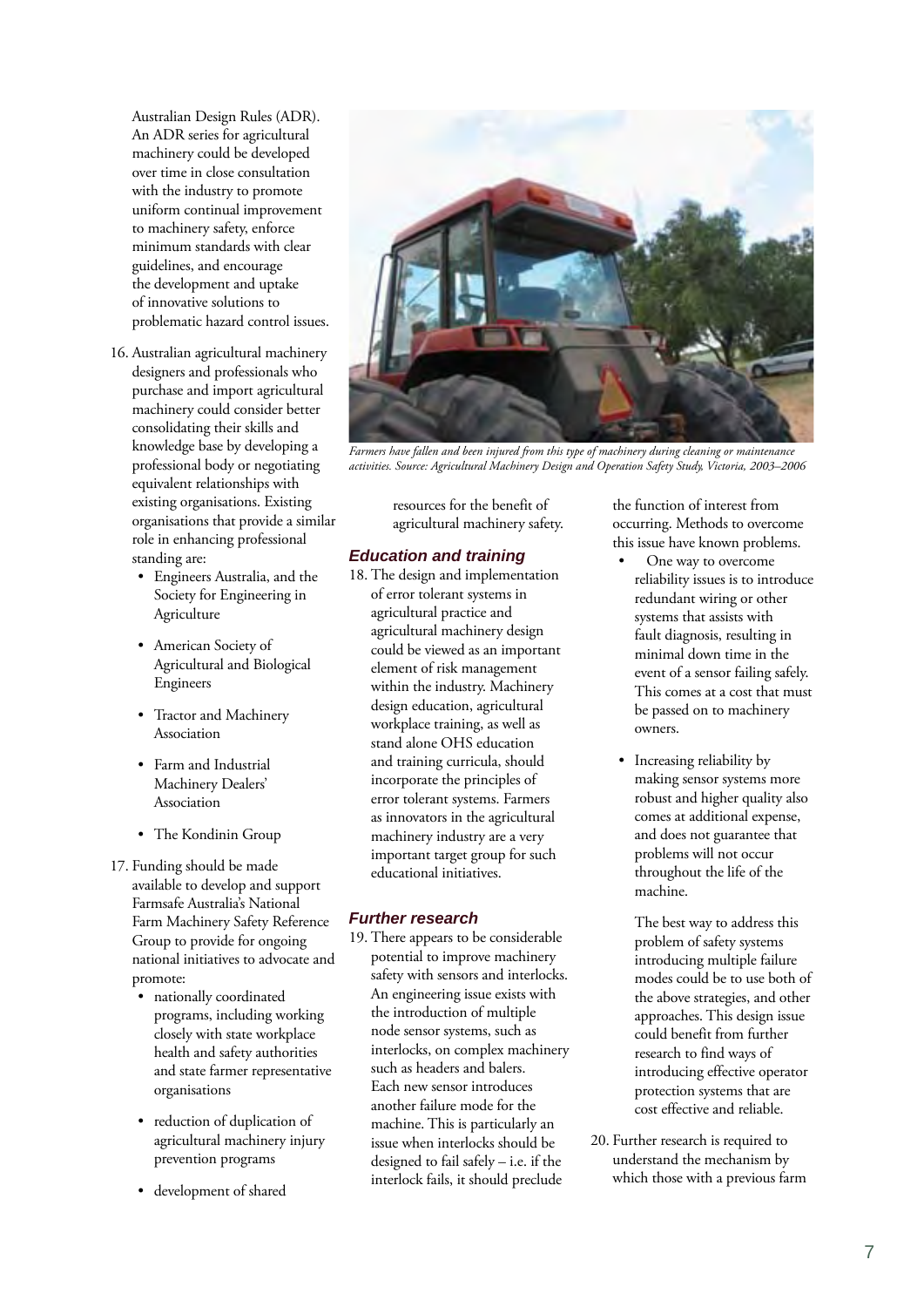Australian Design Rules (ADR). An ADR series for agricultural machinery could be developed over time in close consultation with the industry to promote uniform continual improvement to machinery safety, enforce minimum standards with clear guidelines, and encourage the development and uptake of innovative solutions to problematic hazard control issues.

16. Australian agricultural machinery designers and professionals who purchase and import agricultural machinery could consider better consolidating their skills and knowledge base by developing a professional body or negotiating equivalent relationships with existing organisations. Existing organisations that provide a similar role in enhancing professional standing are:
    - Engineers Australia, and the Society for Engineering in Agriculture
    - American Society of Agricultural and Biological Engineers
    - Tractor and Machinery Association
    - Farm and Industrial Machinery Dealers' Association
    - The Kondinin Group

17. Funding should be made available to develop and support Farmsafe Australia's National Farm Machinery Safety Reference Group to provide for ongoing national initiatives to advocate and promote:
    - nationally coordinated programs, including working closely with state workplace health and safety authorities and state farmer representative organisations
    - reduction of duplication of agricultural machinery injury prevention programs
    - development of shared resources for the benefit of agricultural machinery safety.

*Farmers have fallen and been injured from this type of machinery during cleaning or maintenance activities. Source: Agricultural Machinery Design and Operation Safety Study, Victoria, 2003–2006*

### Education and training

18. The design and implementation of error tolerant systems in agricultural practice and agricultural machinery design could be viewed as an important element of risk management within the industry. Machinery design education, agricultural workplace training, as well as stand alone OHS education and training curricula, should incorporate the principles of error tolerant systems. Farmers as innovators in the agricultural machinery industry are a very important target group for such educational initiatives.

### Further research

19. There appears to be considerable potential to improve machinery safety with sensors and interlocks. An engineering issue exists with the introduction of multiple node sensor systems, such as interlocks, on complex machinery such as headers and balers. Each new sensor introduces another failure mode for the machine. This is particularly an issue when interlocks should be designed to fail safely – i.e. if the interlock fails, it should preclude the function of interest from occurring. Methods to overcome this issue have known problems.
    - One way to overcome reliability issues is to introduce redundant wiring or other systems that assists with fault diagnosis, resulting in minimal down time in the event of a sensor failing safely. This comes at a cost that must be passed on to machinery owners.
    - Increasing reliability by making sensor systems more robust and higher quality also comes at additional expense, and does not guarantee that problems will not occur throughout the life of the machine.

    The best way to address this problem of safety systems introducing multiple failure modes could be to use both of the above strategies, and other approaches. This design issue could benefit from further research to find ways of introducing effective operator protection systems that are cost effective and reliable.

20. Further research is required to understand the mechanism by which those with a previous farm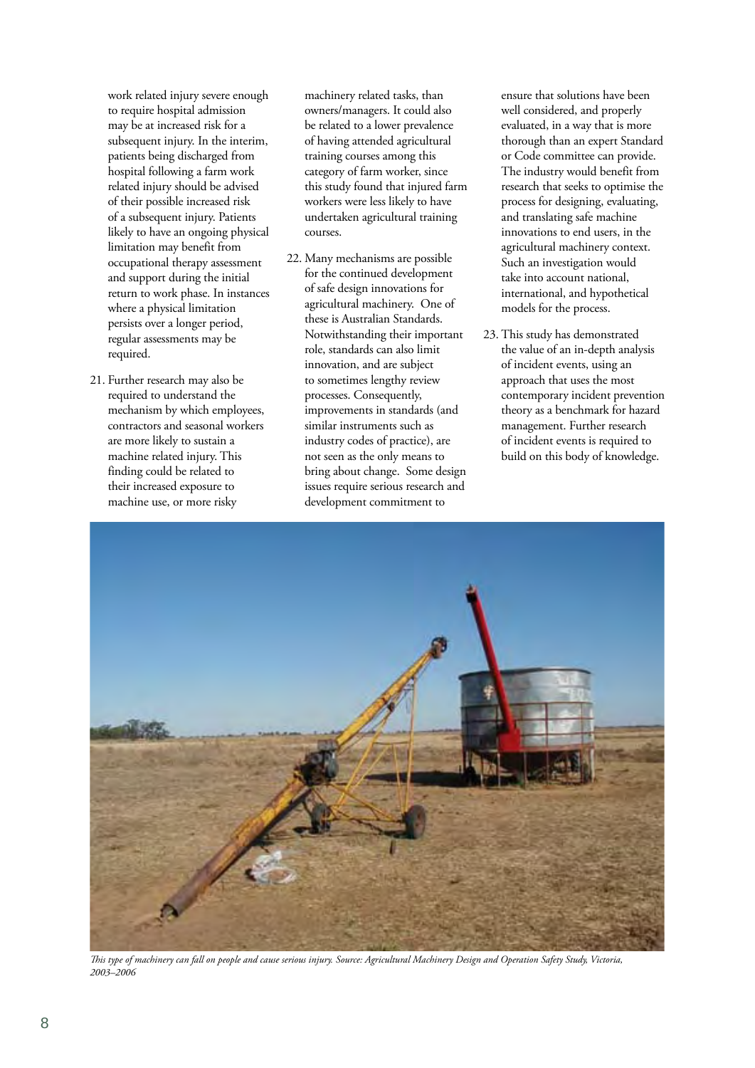work related injury severe enough to require hospital admission may be at increased risk for a subsequent injury. In the interim, patients being discharged from hospital following a farm work related injury should be advised of their possible increased risk of a subsequent injury. Patients likely to have an ongoing physical limitation may benefit from occupational therapy assessment and support during the initial return to work phase. In instances where a physical limitation persists over a longer period, regular assessments may be required.

21. Further research may also be required to understand the mechanism by which employees, contractors and seasonal workers are more likely to sustain a machine related injury. This finding could be related to their increased exposure to machine use, or more risky machinery related tasks, than owners/managers. It could also be related to a lower prevalence of having attended agricultural training courses among this category of farm worker, since this study found that injured farm workers were less likely to have undertaken agricultural training courses.

22. Many mechanisms are possible for the continued development of safe design innovations for agricultural machinery. One of these is Australian Standards. Notwithstanding their important role, standards can also limit innovation, and are subject to sometimes lengthy review processes. Consequently, improvements in standards (and similar instruments such as industry codes of practice), are not seen as the only means to bring about change. Some design issues require serious research and development commitment to ensure that solutions have been well considered, and properly evaluated, in a way that is more thorough than an expert Standard or Code committee can provide. The industry would benefit from research that seeks to optimise the process for designing, evaluating, and translating safe machine innovations to end users, in the agricultural machinery context. Such an investigation would take into account national, international, and hypothetical models for the process.

23. This study has demonstrated the value of an in-depth analysis of incident events, using an approach that uses the most contemporary incident prevention theory as a benchmark for hazard management. Further research of incident events is required to build on this body of knowledge.

*This type of machinery can fall on people and cause serious injury. Source: Agricultural Machinery Design and Operation Safety Study, Victoria, 2003–2006*